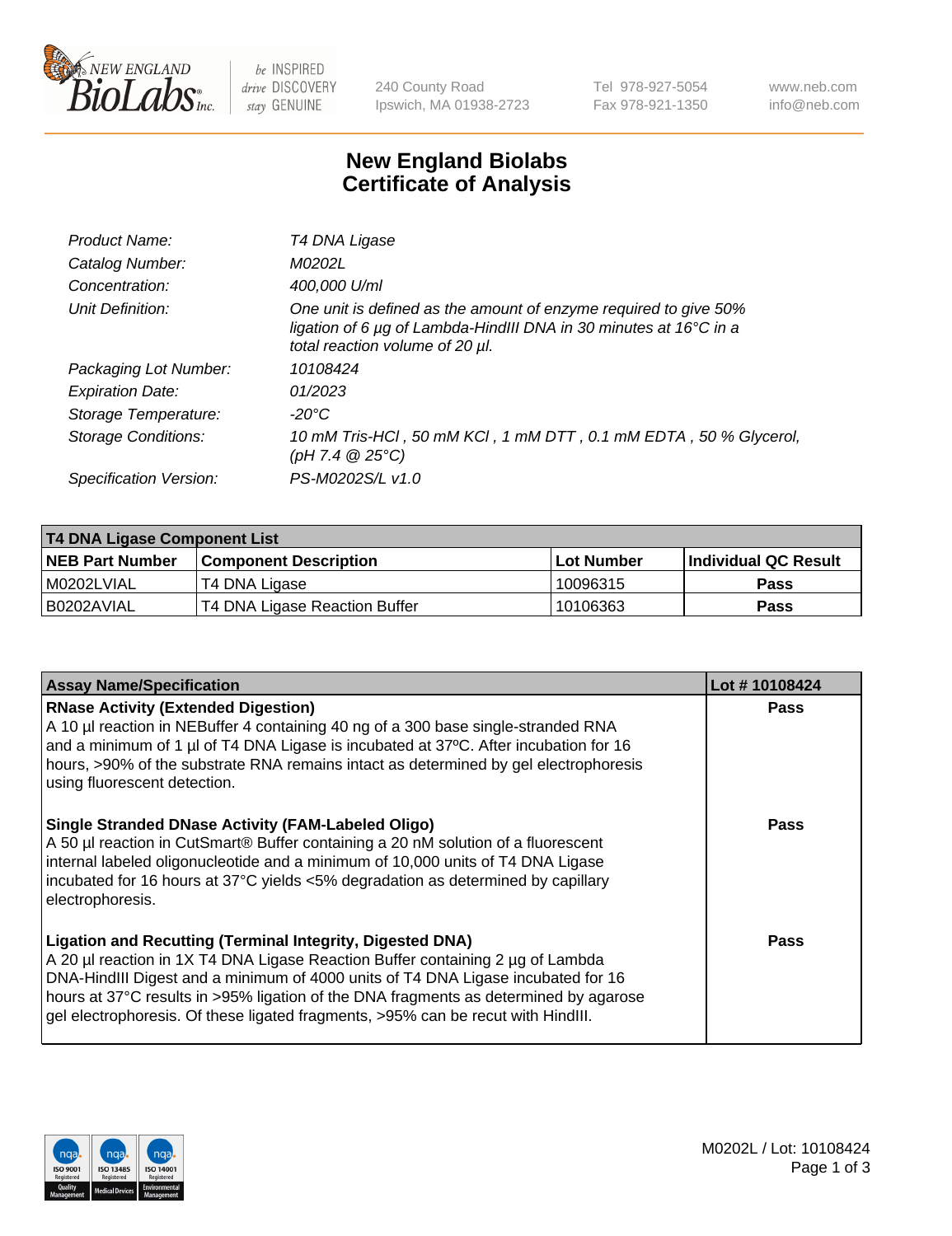# New England Biolabs
## Certificate of Analysis

| | |
|---|---|
| *Product Name:* | *T4 DNA Ligase* |
| *Catalog Number:* | *M0202L* |
| *Concentration:* | *400,000 U/ml* |
| *Unit Definition:* | *One unit is defined as the amount of enzyme required to give 50% ligation of 6 µg of Lambda-HindIII DNA in 30 minutes at 16°C in a total reaction volume of 20 µl.* |
| *Packaging Lot Number:* | *10108424* |
| *Expiration Date:* | *01/2023* |
| *Storage Temperature:* | *-20°C* |
| *Storage Conditions:* | *10 mM Tris-HCl , 50 mM KCl , 1 mM DTT , 0.1 mM EDTA , 50 % Glycerol, (pH 7.4 @ 25°C)* |
| *Specification Version:* | *PS-M0202S/L v1.0* |

| **T4 DNA Ligase Component List** | | | |
|---|---|---|---|
| **NEB Part Number** | **Component Description** | **Lot Number** | **Individual QC Result** |
| M0202LVIAL | T4 DNA Ligase | 10096315 | Pass |
| B0202AVIAL | T4 DNA Ligase Reaction Buffer | 10106363 | Pass |

| **Assay Name/Specification** | **Lot # 10108424** |
|---|---|
| **RNase Activity (Extended Digestion)**<br>A 10 µl reaction in NEBuffer 4 containing 40 ng of a 300 base single-stranded RNA and a minimum of 1 µl of T4 DNA Ligase is incubated at 37ºC. After incubation for 16 hours, >90% of the substrate RNA remains intact as determined by gel electrophoresis using fluorescent detection. | Pass |
| **Single Stranded DNase Activity (FAM-Labeled Oligo)**<br>A 50 µl reaction in CutSmart® Buffer containing a 20 nM solution of a fluorescent internal labeled oligonucleotide and a minimum of 10,000 units of T4 DNA Ligase incubated for 16 hours at 37°C yields <5% degradation as determined by capillary electrophoresis. | Pass |
| **Ligation and Recutting (Terminal Integrity, Digested DNA)**<br>A 20 µl reaction in 1X T4 DNA Ligase Reaction Buffer containing 2 µg of Lambda DNA-HindIII Digest and a minimum of 4000 units of T4 DNA Ligase incubated for 16 hours at 37°C results in >95% ligation of the DNA fragments as determined by agarose gel electrophoresis. Of these ligated fragments, >95% can be recut with HindIII. | Pass |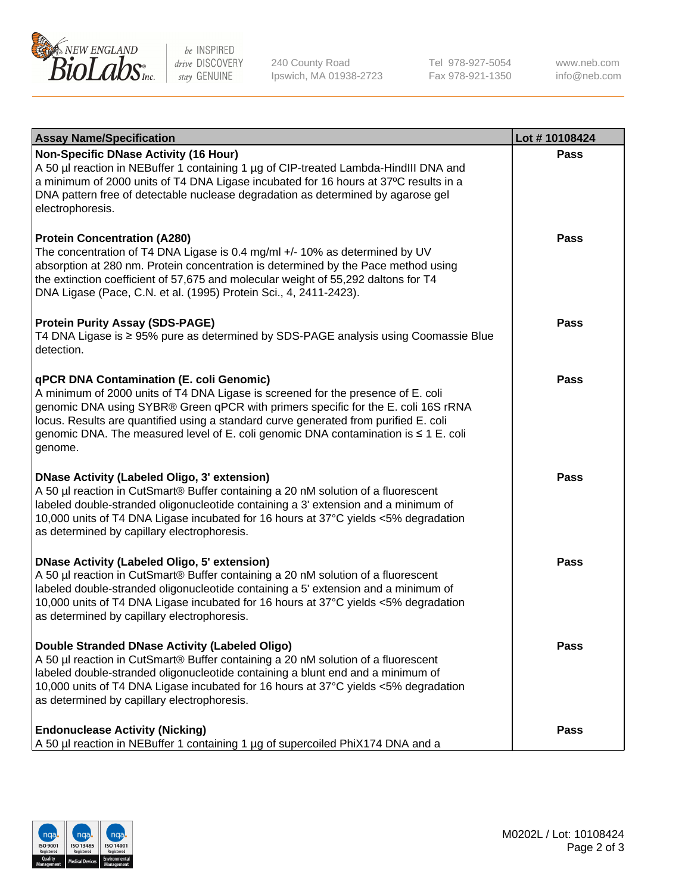| Assay Name/Specification | Lot # 10108424 |
|---|---|
| **Non-Specific DNase Activity (16 Hour)**<br>A 50 µl reaction in NEBuffer 1 containing 1 µg of CIP-treated Lambda-HindIII DNA and a minimum of 2000 units of T4 DNA Ligase incubated for 16 hours at 37ºC results in a DNA pattern free of detectable nuclease degradation as determined by agarose gel electrophoresis. | Pass |
| **Protein Concentration (A280)**<br>The concentration of T4 DNA Ligase is 0.4 mg/ml +/- 10% as determined by UV absorption at 280 nm. Protein concentration is determined by the Pace method using the extinction coefficient of 57,675 and molecular weight of 55,292 daltons for T4 DNA Ligase (Pace, C.N. et al. (1995) Protein Sci., 4, 2411-2423). | Pass |
| **Protein Purity Assay (SDS-PAGE)**<br>T4 DNA Ligase is ≥ 95% pure as determined by SDS-PAGE analysis using Coomassie Blue detection. | Pass |
| **qPCR DNA Contamination (E. coli Genomic)**<br>A minimum of 2000 units of T4 DNA Ligase is screened for the presence of E. coli genomic DNA using SYBR® Green qPCR with primers specific for the E. coli 16S rRNA locus. Results are quantified using a standard curve generated from purified E. coli genomic DNA. The measured level of E. coli genomic DNA contamination is ≤ 1 E. coli genome. | Pass |
| **DNase Activity (Labeled Oligo, 3' extension)**<br>A 50 µl reaction in CutSmart® Buffer containing a 20 nM solution of a fluorescent labeled double-stranded oligonucleotide containing a 3' extension and a minimum of 10,000 units of T4 DNA Ligase incubated for 16 hours at 37°C yields <5% degradation as determined by capillary electrophoresis. | Pass |
| **DNase Activity (Labeled Oligo, 5' extension)**<br>A 50 µl reaction in CutSmart® Buffer containing a 20 nM solution of a fluorescent labeled double-stranded oligonucleotide containing a 5' extension and a minimum of 10,000 units of T4 DNA Ligase incubated for 16 hours at 37°C yields <5% degradation as determined by capillary electrophoresis. | Pass |
| **Double Stranded DNase Activity (Labeled Oligo)**<br>A 50 µl reaction in CutSmart® Buffer containing a 20 nM solution of a fluorescent labeled double-stranded oligonucleotide containing a blunt end and a minimum of 10,000 units of T4 DNA Ligase incubated for 16 hours at 37°C yields <5% degradation as determined by capillary electrophoresis. | Pass |
| **Endonuclease Activity (Nicking)**<br>A 50 µl reaction in NEBuffer 1 containing 1 µg of supercoiled PhiX174 DNA and a | Pass |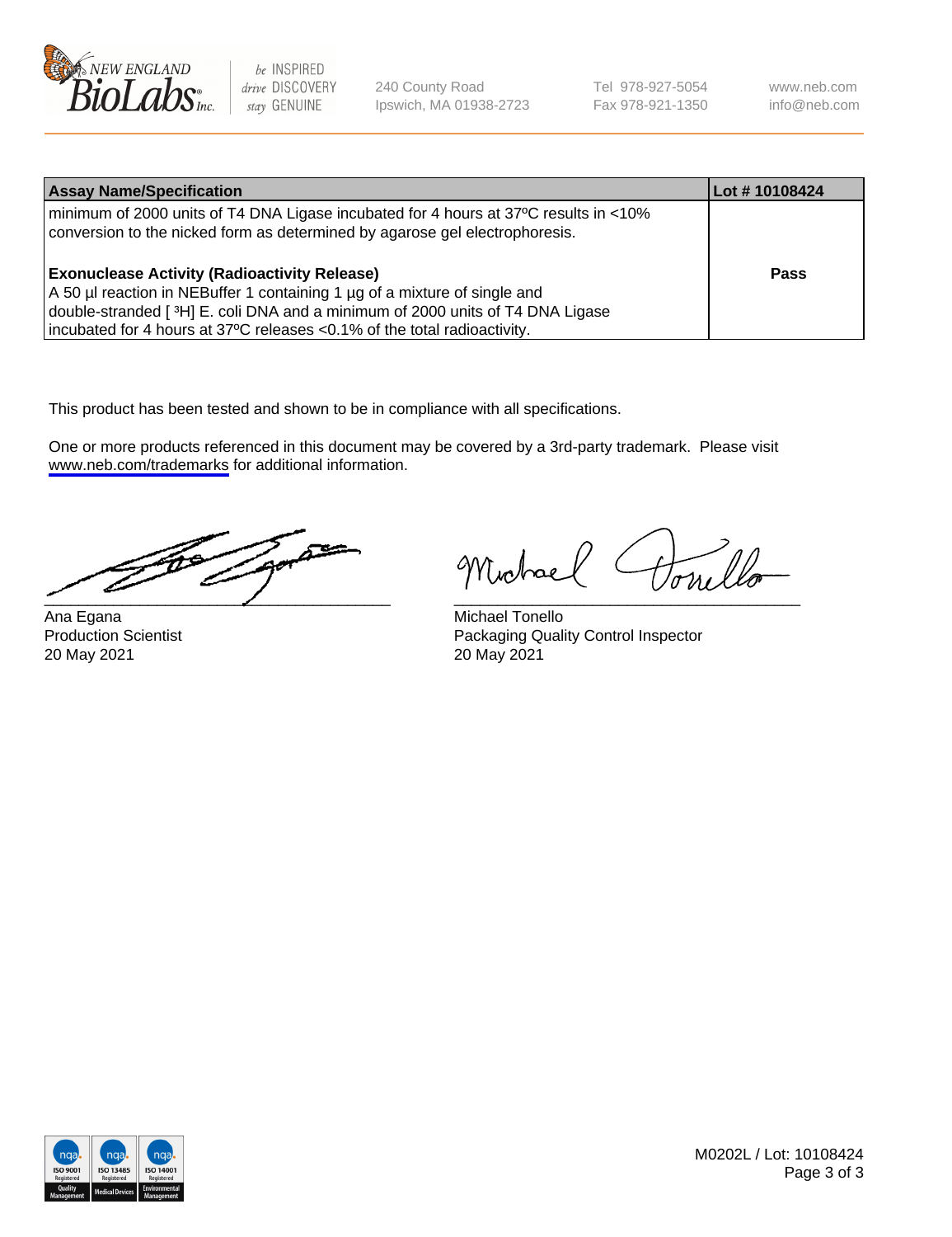| Assay Name/Specification | Lot # 10108424 |
| --- | --- |
| minimum of 2000 units of T4 DNA Ligase incubated for 4 hours at 37ºC results in <10% conversion to the nicked form as determined by agarose gel electrophoresis. | |
| **Exonuclease Activity (Radioactivity Release)**<br>A 50 µl reaction in NEBuffer 1 containing 1 µg of a mixture of single and double-stranded [ $^3H$] E. coli DNA and a minimum of 2000 units of T4 DNA Ligase incubated for 4 hours at 37ºC releases <0.1% of the total radioactivity. | **Pass** |

This product has been tested and shown to be in compliance with all specifications.

One or more products referenced in this document may be covered by a 3rd-party trademark. Please visit www.neb.com/trademarks for additional information.

Ana Egana
Production Scientist
20 May 2021

Michael Tonello
Packaging Quality Control Inspector
20 May 2021

M0202L / Lot: 10108424